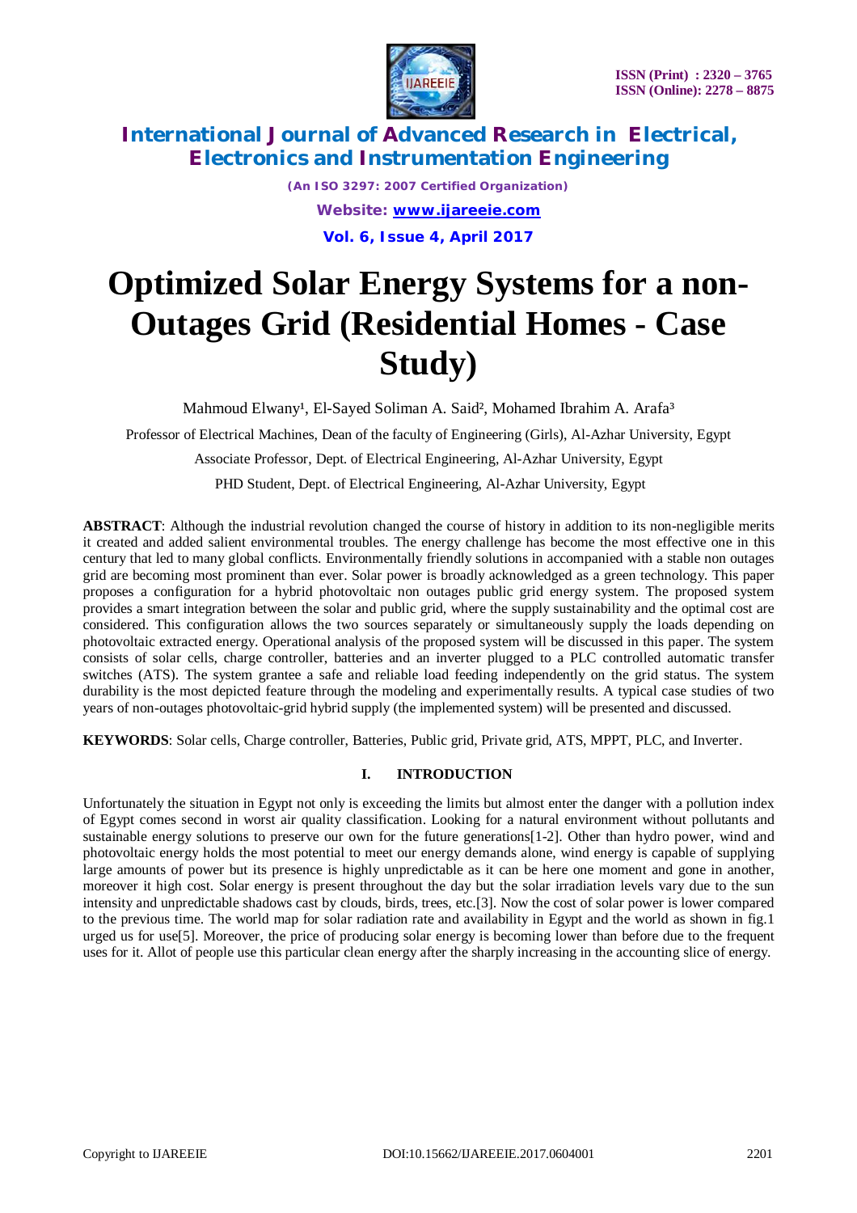# Optimized Solar Energy Systems for a non-Outages Grid (Residential Homes - Case Study)

Mahmoud Elwany[1], El-Sayed Soliman A. Said[2], Mohamed Ibrahim A. Arafa[3]

Professor of Electrical Machines, Dean of the faculty of Engineering (Girls), Al-Azhar University, Egypt

Associate Professor, Dept. of Electrical Engineering, Al-Azhar University, Egypt

PHD Student, Dept. of Electrical Engineering, Al-Azhar University, Egypt

**ABSTRACT**: Although the industrial revolution changed the course of history in addition to its non-negligible merits it created and added salient environmental troubles. The energy challenge has become the most effective one in this century that led to many global conflicts. Environmentally friendly solutions in accompanied with a stable non outages grid are becoming most prominent than ever. Solar power is broadly acknowledged as a green technology. This paper proposes a configuration for a hybrid photovoltaic non outages public grid energy system. The proposed system provides a smart integration between the solar and public grid, where the supply sustainability and the optimal cost are considered. This configuration allows the two sources separately or simultaneously supply the loads depending on photovoltaic extracted energy. Operational analysis of the proposed system will be discussed in this paper. The system consists of solar cells, charge controller, batteries and an inverter plugged to a PLC controlled automatic transfer switches (ATS). The system grantee a safe and reliable load feeding independently on the grid status. The system durability is the most depicted feature through the modeling and experimentally results. A typical case studies of two years of non-outages photovoltaic-grid hybrid supply (the implemented system) will be presented and discussed.

**KEYWORDS**: Solar cells, Charge controller, Batteries, Public grid, Private grid, ATS, MPPT, PLC, and Inverter.

## I. INTRODUCTION

Unfortunately the situation in Egypt not only is exceeding the limits but almost enter the danger with a pollution index of Egypt comes second in worst air quality classification. Looking for a natural environment without pollutants and sustainable energy solutions to preserve our own for the future generations[1-2]. Other than hydro power, wind and photovoltaic energy holds the most potential to meet our energy demands alone, wind energy is capable of supplying large amounts of power but its presence is highly unpredictable as it can be here one moment and gone in another, moreover it high cost. Solar energy is present throughout the day but the solar irradiation levels vary due to the sun intensity and unpredictable shadows cast by clouds, birds, trees, etc.[3]. Now the cost of solar power is lower compared to the previous time. The world map for solar radiation rate and availability in Egypt and the world as shown in fig.1 urged us for use[5]. Moreover, the price of producing solar energy is becoming lower than before due to the frequent uses for it. Allot of people use this particular clean energy after the sharply increasing in the accounting slice of energy.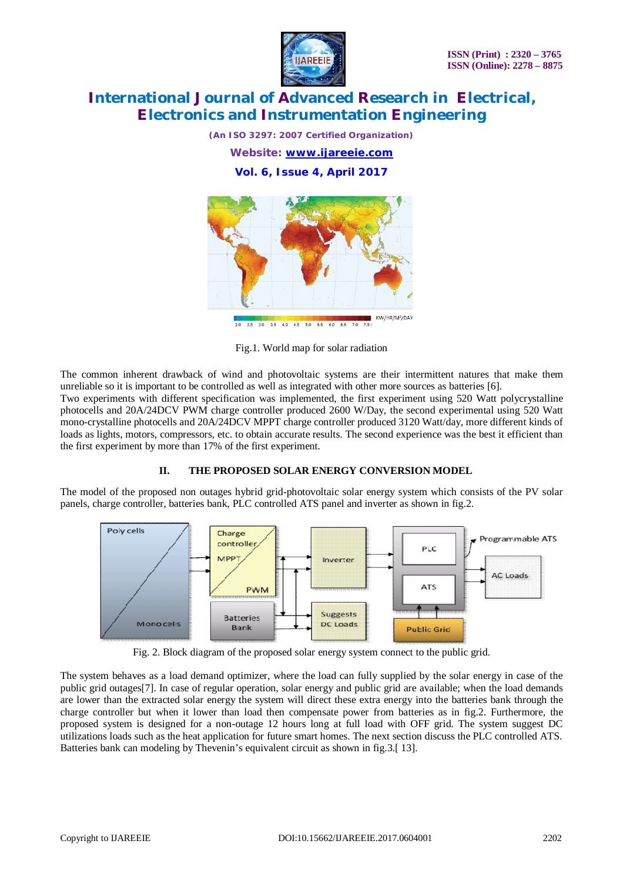Fig.1. World map for solar radiation

The common inherent drawback of wind and photovoltaic systems are their intermittent natures that make them unreliable so it is important to be controlled as well as integrated with other more sources as batteries [6].
Two experiments with different specification was implemented, the first experiment using 520 Watt polycrystalline photocells and 20A/24DCV PWM charge controller produced 2600 W/Day, the second experimental using 520 Watt mono-crystalline photocells and 20A/24DCV MPPT charge controller produced 3120 Watt/day, more different kinds of loads as lights, motors, compressors, etc. to obtain accurate results. The second experience was the best it efficient than the first experiment by more than 17% of the first experiment.

## II. THE PROPOSED SOLAR ENERGY CONVERSION MODEL

The model of the proposed non outages hybrid grid-photovoltaic solar energy system which consists of the PV solar panels, charge controller, batteries bank, PLC controlled ATS panel and inverter as shown in fig.2.

Fig. 2. Block diagram of the proposed solar energy system connect to the public grid.

The system behaves as a load demand optimizer, where the load can fully supplied by the solar energy in case of the public grid outages[7]. In case of regular operation, solar energy and public grid are available; when the load demands are lower than the extracted solar energy the system will direct these extra energy into the batteries bank through the charge controller but when it lower than load then compensate power from batteries as in fig.2. Furthermore, the proposed system is designed for a non-outage 12 hours long at full load with OFF grid. The system suggest DC utilizations loads such as the heat application for future smart homes. The next section discuss the PLC controlled ATS. Batteries bank can modeling by Thevenin's equivalent circuit as shown in fig.3.[ 13].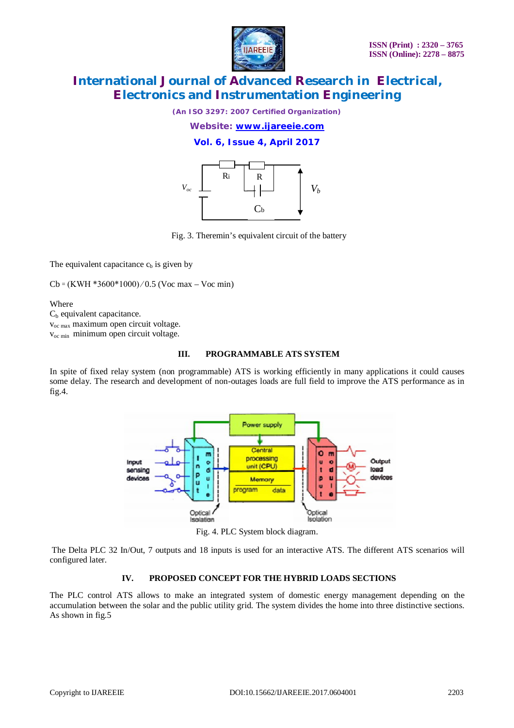Fig. 3. Theremin's equivalent circuit of the battery

The equivalent capacitance $c_b$ is given by

Cb = (KWH *3600*1000) ⁄ 0.5 (Voc max – Voc min)

Where

$C_b$ equivalent capacitance.

$v_{oc\ max}$ maximum open circuit voltage.

$v_{oc\ min}$ minimum open circuit voltage.

## III. PROGRAMMABLE ATS SYSTEM

In spite of fixed relay system (non programmable) ATS is working efficiently in many applications it could causes some delay. The research and development of non-outages loads are full field to improve the ATS performance as in fig.4.

Fig. 4. PLC System block diagram.

The Delta PLC 32 In/Out, 7 outputs and 18 inputs is used for an interactive ATS. The different ATS scenarios will configured later.

## IV. PROPOSED CONCEPT FOR THE HYBRID LOADS SECTIONS

The PLC control ATS allows to make an integrated system of domestic energy management depending on the accumulation between the solar and the public utility grid. The system divides the home into three distinctive sections. As shown in fig.5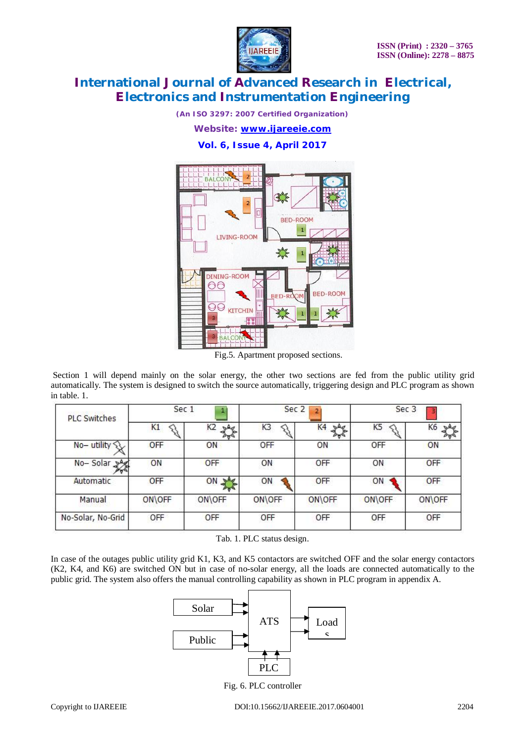Fig.5. Apartment proposed sections.

Section 1 will depend mainly on the solar energy, the other two sections are fed from the public utility grid automatically. The system is designed to switch the source automatically, triggering design and PLC program as shown in table. 1.

| PLC Switches | Sec 1 | | Sec 2 | | Sec 3 | |
|---|---|---|---|---|---|---|
| | K1 | K2 | K3 | K4 | K5 | K6 |
| No– utility | OFF | ON | OFF | ON | OFF | ON |
| No– Solar | ON | OFF | ON | OFF | ON | OFF |
| Automatic | OFF | ON | ON | OFF | ON | OFF |
| Manual | ON\OFF | ON\OFF | ON\OFF | ON\OFF | ON\OFF | ON\OFF |
| No-Solar, No-Grid | OFF | OFF | OFF | OFF | OFF | OFF |

Tab. 1. PLC status design.

In case of the outages public utility grid K1, K3, and K5 contactors are switched OFF and the solar energy contactors (K2, K4, and K6) are switched ON but in case of no-solar energy, all the loads are connected automatically to the public grid. The system also offers the manual controlling capability as shown in PLC program in appendix A.

Fig. 6. PLC controller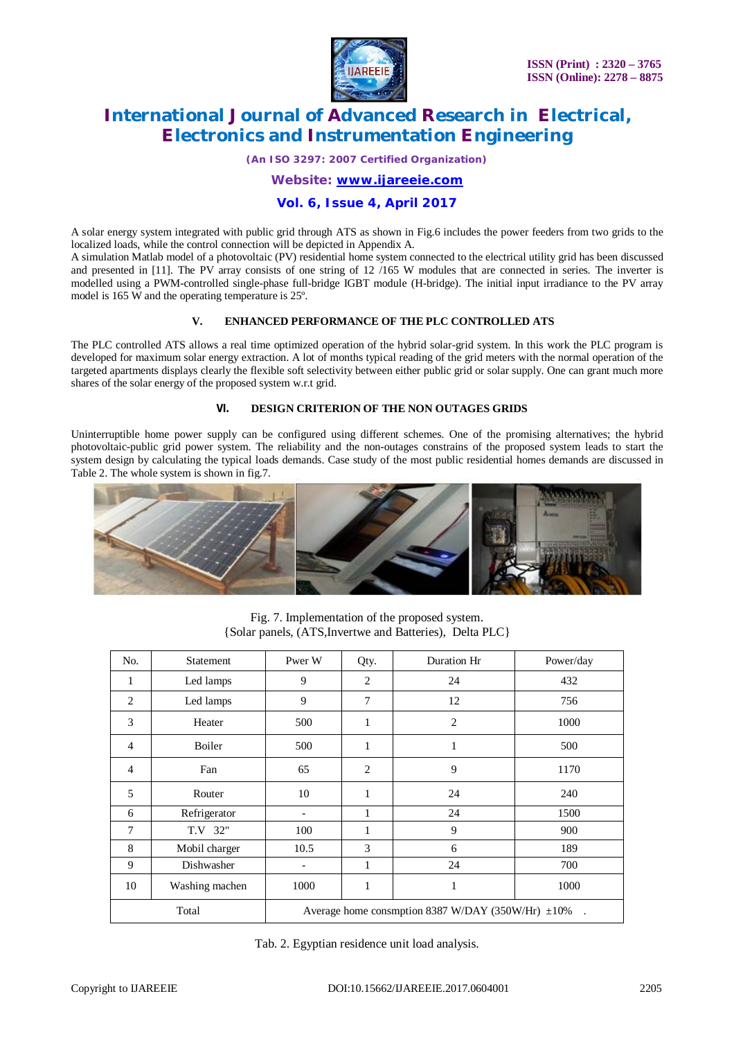A solar energy system integrated with public grid through ATS as shown in Fig.6 includes the power feeders from two grids to the localized loads, while the control connection will be depicted in Appendix A.

A simulation Matlab model of a photovoltaic (PV) residential home system connected to the electrical utility grid has been discussed and presented in [11]. The PV array consists of one string of 12 /165 W modules that are connected in series. The inverter is modelled using a PWM-controlled single-phase full-bridge IGBT module (H-bridge). The initial input irradiance to the PV array model is 165 W and the operating temperature is 25º.

## V. ENHANCED PERFORMANCE OF THE PLC CONTROLLED ATS

The PLC controlled ATS allows a real time optimized operation of the hybrid solar-grid system. In this work the PLC program is developed for maximum solar energy extraction. A lot of months typical reading of the grid meters with the normal operation of the targeted apartments displays clearly the flexible soft selectivity between either public grid or solar supply. One can grant much more shares of the solar energy of the proposed system w.r.t grid.

## VI. DESIGN CRITERION OF THE NON OUTAGES GRIDS

Uninterruptible home power supply can be configured using different schemes. One of the promising alternatives; the hybrid photovoltaic-public grid power system. The reliability and the non-outages constrains of the proposed system leads to start the system design by calculating the typical loads demands. Case study of the most public residential homes demands are discussed in Table 2. The whole system is shown in fig.7.

Fig. 7. Implementation of the proposed system.
{Solar panels, (ATS,Invertwe and Batteries), Delta PLC}

| No. | Statement | Pwer W | Qty. | Duration Hr | Power/day |
|---|---|---|---|---|---|
| 1 | Led lamps | 9 | 2 | 24 | 432 |
| 2 | Led lamps | 9 | 7 | 12 | 756 |
| 3 | Heater | 500 | 1 | 2 | 1000 |
| 4 | Boiler | 500 | 1 | 1 | 500 |
| 4 | Fan | 65 | 2 | 9 | 1170 |
| 5 | Router | 10 | 1 | 24 | 240 |
| 6 | Refrigerator | - | 1 | 24 | 1500 |
| 7 | T.V 32" | 100 | 1 | 9 | 900 |
| 8 | Mobil charger | 10.5 | 3 | 6 | 189 |
| 9 | Dishwasher | - | 1 | 24 | 700 |
| 10 | Washing machen | 1000 | 1 | 1 | 1000 |
| Total | Average home consmption 8387 W/DAY (350W/Hr) ±10% . | | | | |

Tab. 2. Egyptian residence unit load analysis.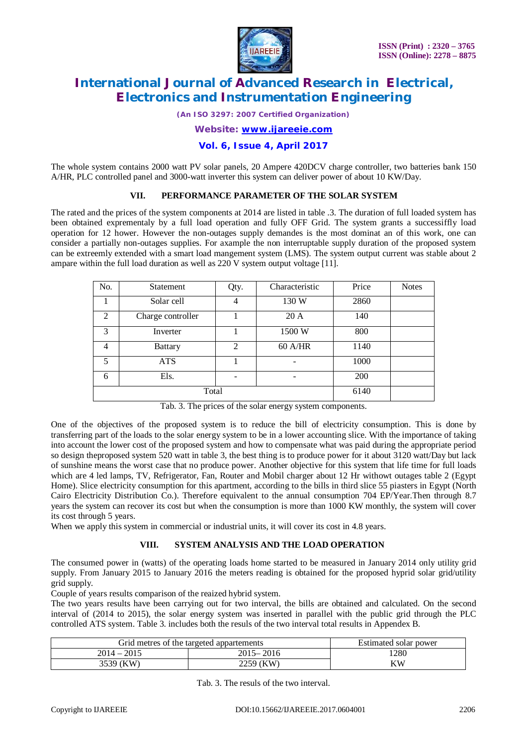The whole system contains 2000 watt PV solar panels, 20 Ampere 420DCV charge controller, two batteries bank 150 A/HR, PLC controlled panel and 3000-watt inverter this system can deliver power of about 10 KW/Day.

## VII. PERFORMANCE PARAMETER OF THE SOLAR SYSTEM

The rated and the prices of the system components at 2014 are listed in table .3. The duration of full loaded system has been obtained exprementaly by a full load operation and fully OFF Grid. The system grants a successiffly load operation for 12 hower. However the non-outages supply demandes is the most dominat an of this work, one can consider a partially non-outages supplies. For axample the non interruptable supply duration of the proposed system can be extreemly extended with a smart load mangement system (LMS). The system output current was stable about 2 ampare within the full load duration as well as 220 V system output voltage [11].

| No. | Statement | Qty. | Characteristic | Price | Notes |
|---|---|---|---|---|---|
| 1 | Solar cell | 4 | 130 W | 2860 | |
| 2 | Charge controller | 1 | 20 A | 140 | |
| 3 | Inverter | 1 | 1500 W | 800 | |
| 4 | Battary | 2 | 60 A/HR | 1140 | |
| 5 | ATS | 1 | - | 1000 | |
| 6 | Els. | - | - | 200 | |
| Total | | | | 6140 | |

Tab. 3. The prices of the solar energy system components.

One of the objectives of the proposed system is to reduce the bill of electricity consumption. This is done by transferring part of the loads to the solar energy system to be in a lower accounting slice. With the importance of taking into account the lower cost of the proposed system and how to compensate what was paid during the appropriate period so design theproposed system 520 watt in table 3, the best thing is to produce power for it about 3120 watt/Day but lack of sunshine means the worst case that no produce power. Another objective for this system that life time for full loads which are 4 led lamps, TV, Refrigerator, Fan, Router and Mobil charger about 12 Hr withowt outages table 2 (Egypt Home). Slice electricity consumption for this apartment, according to the bills in third slice 55 piasters in Egypt (North Cairo Electricity Distribution Co.). Therefore equivalent to the annual consumption 704 EP/Year.Then through 8.7 years the system can recover its cost but when the consumption is more than 1000 KW monthly, the system will cover its cost through 5 years.

When we apply this system in commercial or industrial units, it will cover its cost in 4.8 years.

## VIII. SYSTEM ANALYSIS AND THE LOAD OPERATION

The consumed power in (watts) of the operating loads home started to be measured in January 2014 only utility grid supply. From January 2015 to January 2016 the meters reading is obtained for the proposed hyprid solar grid/utility grid supply.

Couple of years results comparison of the reaized hybrid system.

The two years results have been carrying out for two interval, the bills are obtained and calculated. On the second interval of (2014 to 2015), the solar energy system was inserted in parallel with the public grid through the PLC controlled ATS system. Table 3. includes both the resuls of the two interval total results in Appendex B.

| Grid metres of the targeted appartements | | Estimated solar power |
|---|---|---|
| 2014 – 2015 | 2015– 2016 | 1280 |
| 3539 (KW) | 2259 (KW) | KW |

Tab. 3. The resuls of the two interval.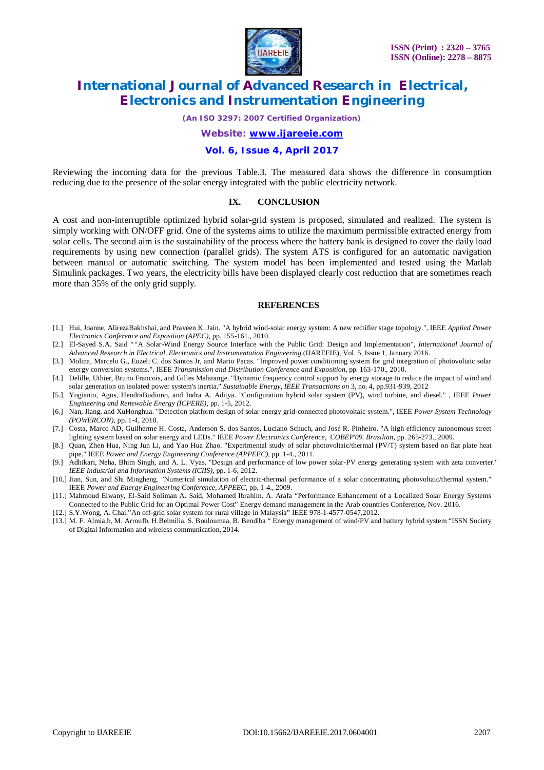Reviewing the incoming data for the previous Table.3. The measured data shows the difference in consumption reducing due to the presence of the solar energy integrated with the public electricity network.

## IX. CONCLUSION

A cost and non-interruptible optimized hybrid solar-grid system is proposed, simulated and realized. The system is simply working with ON/OFF grid. One of the systems aims to utilize the maximum permissible extracted energy from solar cells. The second aim is the sustainability of the process where the battery bank is designed to cover the daily load requirements by using new connection (parallel grids). The system ATS is configured for an automatic navigation between manual or automatic switching. The system model has been implemented and tested using the Matlab Simulink packages. Two years, the electricity bills have been displayed clearly cost reduction that are sometimes reach more than 35% of the only grid supply.

## REFERENCES

[1.] Hui, Joanne, AlirezaBakhshai, and Praveen K. Jain. "A hybrid wind-solar energy system: A new rectifier stage topology.", IEEE *Applied Power Electronics Conference and Exposition (APEC)*, pp. 155-161., 2010.

[2.] El-Sayed S.A. Said ""A Solar-Wind Energy Source Interface with the Public Grid: Design and Implementation", *International Journal of Advanced Research in Electrical, Electronics and Instrumentation Engineering* (IJAREEIE), Vol. 5, Issue 1, January 2016.

[3.] Molina, Marcelo G., Euzeli C. dos Santos Jr, and Mario Pacas. "Improved power conditioning system for grid integration of photovoltaic solar energy conversion systems.", IEEE *Transmission and Distribution Conference and Exposition*, pp. 163-170., 2010.

[4.] Delille, Uthier, Bruno Francois, and Gilles Malarange. "Dynamic frequency control support by energy storage to reduce the impact of wind and solar generation on isolated power system's inertia." *Sustainable Energy, IEEE Transactions on* 3, no. 4, pp.931-939, 2012

[5.] Yogianto, Agus, HendraBudiono, and Indra A. Aditya. "Configuration hybrid solar system (PV), wind turbine, and diesel." , IEEE *Power Engineering and Renewable Energy (ICPERE)*, pp. 1-5, 2012.

[6.] Nan, Jiang, and XuHonghua. "Detection platform design of solar energy grid-connected photovoltaic system.", IEEE *Power System Technology (POWERCON)*, pp. 1-4, 2010.

[7.] Costa, Marco AD, Guilherme H. Costa, Anderson S. dos Santos, Luciano Schuch, and José R. Pinheiro. "A high efficiency autonomous street lighting system based on solar energy and LEDs." IEEE *Power Electronics Conference, COBEP'09. Brazilian*, pp. 265-273., 2009.

[8.] Quan, Zhen Hua, Ning Jun Li, and Yao Hua Zhao. "Experimental study of solar photovoltaic/thermal (PV/T) system based on flat plate heat pipe." IEEE *Power and Energy Engineering Conference (APPEEC)*, pp. 1-4., 2011.

[9.] Adhikari, Neha, Bhim Singh, and A. L. Vyas. "Design and performance of low power solar-PV energy generating system with zeta converter." *IEEE Industrial and Information Systems (ICIIS)*, pp. 1-6, 2012.

[10.] Jian, Sun, and Shi Mingheng. "Numerical simulation of electric-thermal performance of a solar concentrating photovoltaic/thermal system." IEEE *Power and Energy Engineering Conference, APPEEC*, pp. 1-4., 2009.

[11.] Mahmoud Elwany, El-Said Soliman A. Said, Mohamed Ibrahim. A. Arafa "Performance Enhancement of a Localized Solar Energy Systems Connected to the Public Grid for an Optimal Power Cost" Energy demand management in the Arab countries Conference, Nov. 2016.

[12.] S.Y.Wong, A. Chai."An off-grid solar system for rural village in Malaysia" IEEE 978-1-4577-0547,2012.

[13.] M. F. Almia,b, M. Arroufb, H.Belmilia, S. Bouloumaa, B. Bendiba " Energy management of wind/PV and battery hybrid system "ISSN Society of Digital Information and wireless communication, 2014.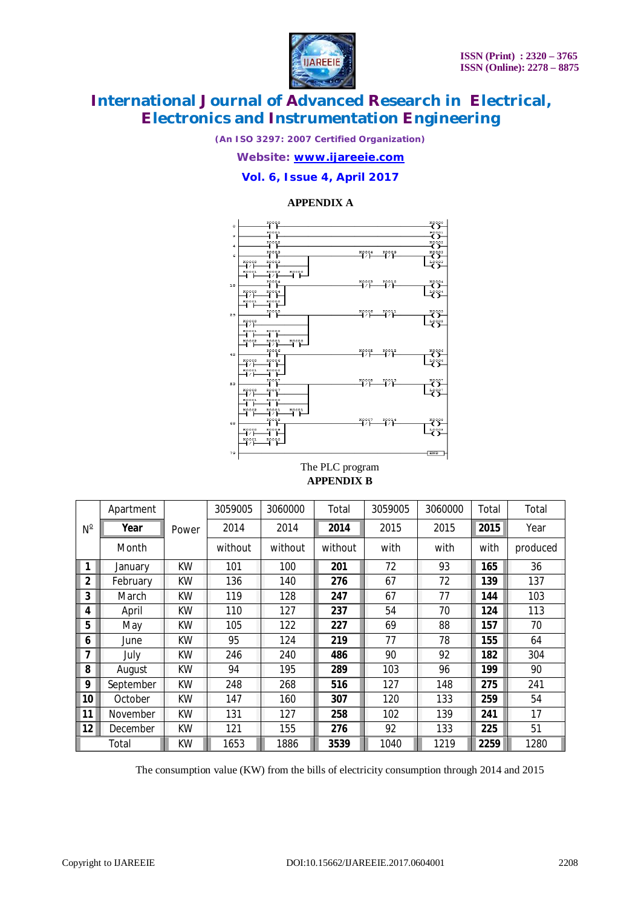## APPENDIX A

The PLC program

## APPENDIX B

| Nº | Apartment | Power | 3059005 | 3060000 | Total | 3059005 | 3060000 | Total | Total |
|---|---|---|---|---|---|---|---|---|---|
| | **Year** | | 2014 | 2014 | **2014** | 2015 | 2015 | **2015** | Year |
| | Month | | without | without | without | with | with | with | produced |
| **1** | January | KW | 101 | 100 | **201** | 72 | 93 | **165** | 36 |
| **2** | February | KW | 136 | 140 | **276** | 67 | 72 | **139** | 137 |
| **3** | March | KW | 119 | 128 | **247** | 67 | 77 | **144** | 103 |
| **4** | April | KW | 110 | 127 | **237** | 54 | 70 | **124** | 113 |
| **5** | May | KW | 105 | 122 | **227** | 69 | 88 | **157** | 70 |
| **6** | June | KW | 95 | 124 | **219** | 77 | 78 | **155** | 64 |
| **7** | July | KW | 246 | 240 | **486** | 90 | 92 | **182** | 304 |
| **8** | August | KW | 94 | 195 | **289** | 103 | 96 | **199** | 90 |
| **9** | September | KW | 248 | 268 | **516** | 127 | 148 | **275** | 241 |
| **10** | October | KW | 147 | 160 | **307** | 120 | 133 | **259** | 54 |
| **11** | November | KW | 131 | 127 | **258** | 102 | 139 | **241** | 17 |
| **12** | December | KW | 121 | 155 | **276** | 92 | 133 | **225** | 51 |
| | Total | KW | 1653 | 1886 | **3539** | 1040 | 1219 | **2259** | 1280 |

The consumption value (KW) from the bills of electricity consumption through 2014 and 2015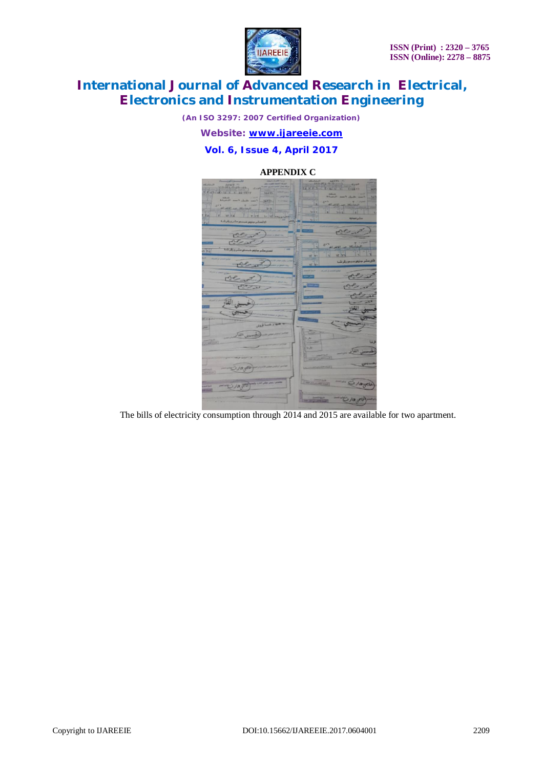**APPENDIX C**

The bills of electricity consumption through 2014 and 2015 are available for two apartment.